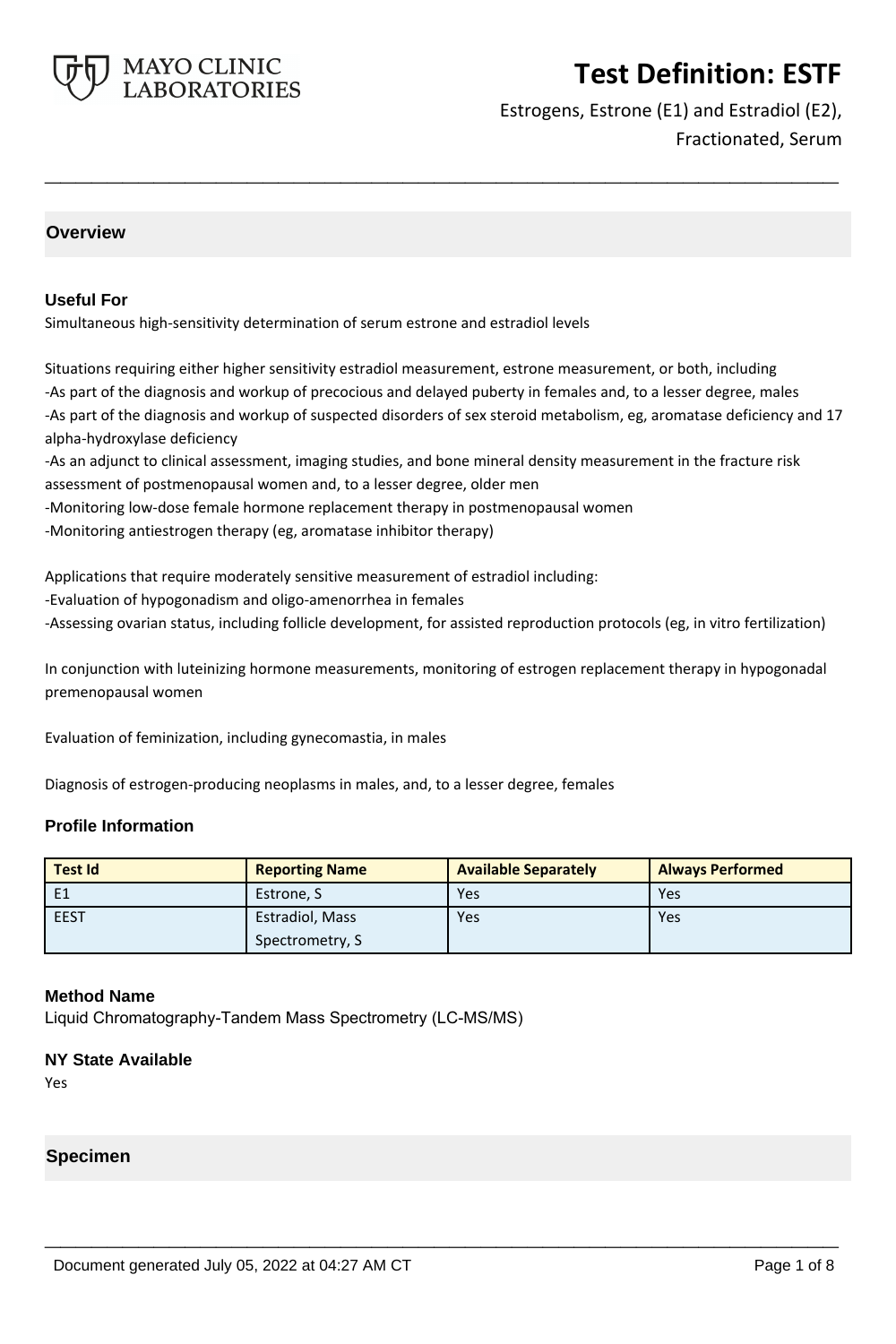# Test Definition: ESTF

Estrogens, Estrone (E1) and Estradiol (E2), Fractionated, Serum

## Overview

### Useful For

Simultaneous high-sensitivity determination of serum estrone and estradiol levels

Situations requiring either higher sensitivity estradiol measurement, estrone measurement, or both, including
-As part of the diagnosis and workup of precocious and delayed puberty in females and, to a lesser degree, males
-As part of the diagnosis and workup of suspected disorders of sex steroid metabolism, eg, aromatase deficiency and 17 alpha-hydroxylase deficiency
-As an adjunct to clinical assessment, imaging studies, and bone mineral density measurement in the fracture risk assessment of postmenopausal women and, to a lesser degree, older men
-Monitoring low-dose female hormone replacement therapy in postmenopausal women
-Monitoring antiestrogen therapy (eg, aromatase inhibitor therapy)

Applications that require moderately sensitive measurement of estradiol including:
-Evaluation of hypogonadism and oligo-amenorrhea in females
-Assessing ovarian status, including follicle development, for assisted reproduction protocols (eg, in vitro fertilization)

In conjunction with luteinizing hormone measurements, monitoring of estrogen replacement therapy in hypogonadal premenopausal women

Evaluation of feminization, including gynecomastia, in males

Diagnosis of estrogen-producing neoplasms in males, and, to a lesser degree, females

### Profile Information

| Test Id | Reporting Name | Available Separately | Always Performed |
|---|---|---|---|
| E1 | Estrone, S | Yes | Yes |
| EEST | Estradiol, Mass Spectrometry, S | Yes | Yes |

### Method Name

Liquid Chromatography-Tandem Mass Spectrometry (LC-MS/MS)

### NY State Available

Yes

## Specimen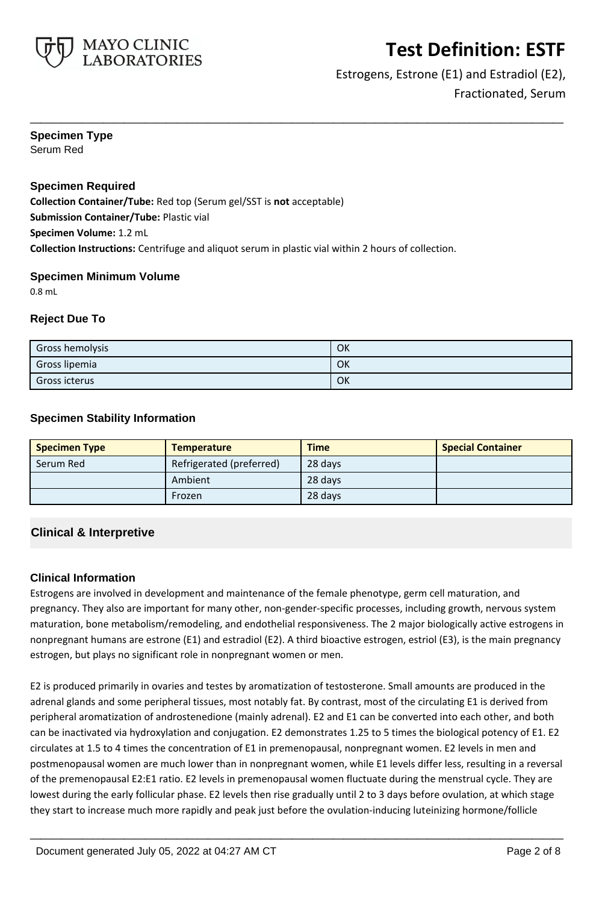### Specimen Type

Serum Red

### Specimen Required

**Collection Container/Tube:** Red top (Serum gel/SST is **not** acceptable)
**Submission Container/Tube:** Plastic vial
**Specimen Volume:** 1.2 mL
**Collection Instructions:** Centrifuge and aliquot serum in plastic vial within 2 hours of collection.

### Specimen Minimum Volume

0.8 mL

### Reject Due To

| Gross hemolysis | OK |
|---|---|
| Gross lipemia | OK |
| Gross icterus | OK |

### Specimen Stability Information

| Specimen Type | Temperature | Time | Special Container |
|---|---|---|---|
| Serum Red | Refrigerated (preferred) | 28 days | |
| | Ambient | 28 days | |
| | Frozen | 28 days | |

## Clinical & Interpretive

### Clinical Information

Estrogens are involved in development and maintenance of the female phenotype, germ cell maturation, and pregnancy. They also are important for many other, non-gender-specific processes, including growth, nervous system maturation, bone metabolism/remodeling, and endothelial responsiveness. The 2 major biologically active estrogens in nonpregnant humans are estrone (E1) and estradiol (E2). A third bioactive estrogen, estriol (E3), is the main pregnancy estrogen, but plays no significant role in nonpregnant women or men.

E2 is produced primarily in ovaries and testes by aromatization of testosterone. Small amounts are produced in the adrenal glands and some peripheral tissues, most notably fat. By contrast, most of the circulating E1 is derived from peripheral aromatization of androstenedione (mainly adrenal). E2 and E1 can be converted into each other, and both can be inactivated via hydroxylation and conjugation. E2 demonstrates 1.25 to 5 times the biological potency of E1. E2 circulates at 1.5 to 4 times the concentration of E1 in premenopausal, nonpregnant women. E2 levels in men and postmenopausal women are much lower than in nonpregnant women, while E1 levels differ less, resulting in a reversal of the premenopausal E2:E1 ratio. E2 levels in premenopausal women fluctuate during the menstrual cycle. They are lowest during the early follicular phase. E2 levels then rise gradually until 2 to 3 days before ovulation, at which stage they start to increase much more rapidly and peak just before the ovulation-inducing luteinizing hormone/follicle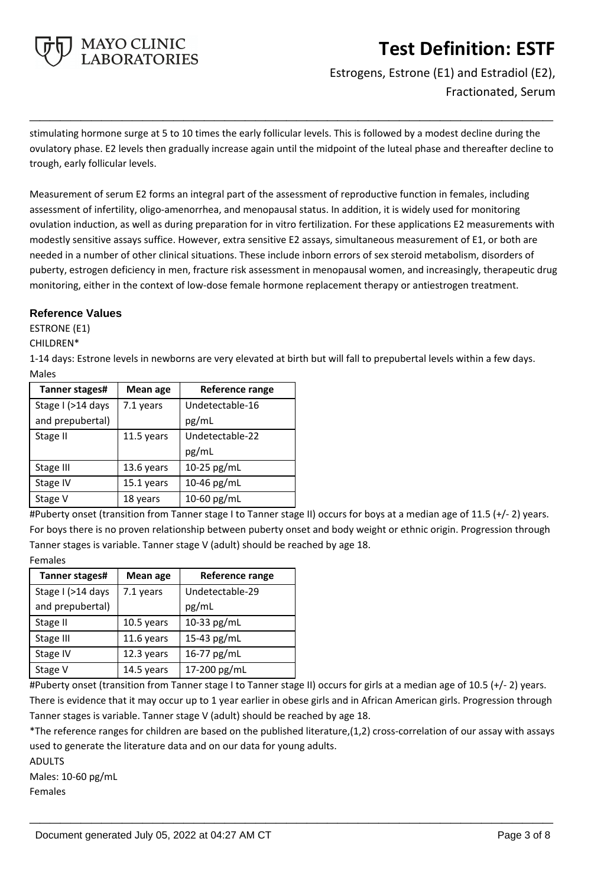stimulating hormone surge at 5 to 10 times the early follicular levels. This is followed by a modest decline during the ovulatory phase. E2 levels then gradually increase again until the midpoint of the luteal phase and thereafter decline to trough, early follicular levels.

Measurement of serum E2 forms an integral part of the assessment of reproductive function in females, including assessment of infertility, oligo-amenorrhea, and menopausal status. In addition, it is widely used for monitoring ovulation induction, as well as during preparation for in vitro fertilization. For these applications E2 measurements with modestly sensitive assays suffice. However, extra sensitive E2 assays, simultaneous measurement of E1, or both are needed in a number of other clinical situations. These include inborn errors of sex steroid metabolism, disorders of puberty, estrogen deficiency in men, fracture risk assessment in menopausal women, and increasingly, therapeutic drug monitoring, either in the context of low-dose female hormone replacement therapy or antiestrogen treatment.

## Reference Values

ESTRONE (E1)

CHILDREN*

1-14 days: Estrone levels in newborns are very elevated at birth but will fall to prepubertal levels within a few days.

Males

| Tanner stages# | Mean age | Reference range |
|---|---|---|
| Stage I (>14 days and prepubertal) | 7.1 years | Undetectable-16 pg/mL |
| Stage II | 11.5 years | Undetectable-22 pg/mL |
| Stage III | 13.6 years | 10-25 pg/mL |
| Stage IV | 15.1 years | 10-46 pg/mL |
| Stage V | 18 years | 10-60 pg/mL |

#Puberty onset (transition from Tanner stage I to Tanner stage II) occurs for boys at a median age of 11.5 (+/- 2) years. For boys there is no proven relationship between puberty onset and body weight or ethnic origin. Progression through Tanner stages is variable. Tanner stage V (adult) should be reached by age 18.

Females

| Tanner stages# | Mean age | Reference range |
|---|---|---|
| Stage I (>14 days and prepubertal) | 7.1 years | Undetectable-29 pg/mL |
| Stage II | 10.5 years | 10-33 pg/mL |
| Stage III | 11.6 years | 15-43 pg/mL |
| Stage IV | 12.3 years | 16-77 pg/mL |
| Stage V | 14.5 years | 17-200 pg/mL |

#Puberty onset (transition from Tanner stage I to Tanner stage II) occurs for girls at a median age of 10.5 (+/- 2) years. There is evidence that it may occur up to 1 year earlier in obese girls and in African American girls. Progression through Tanner stages is variable. Tanner stage V (adult) should be reached by age 18.

*The reference ranges for children are based on the published literature,(1,2) cross-correlation of our assay with assays used to generate the literature data and on our data for young adults.

ADULTS

Males: 10-60 pg/mL

Females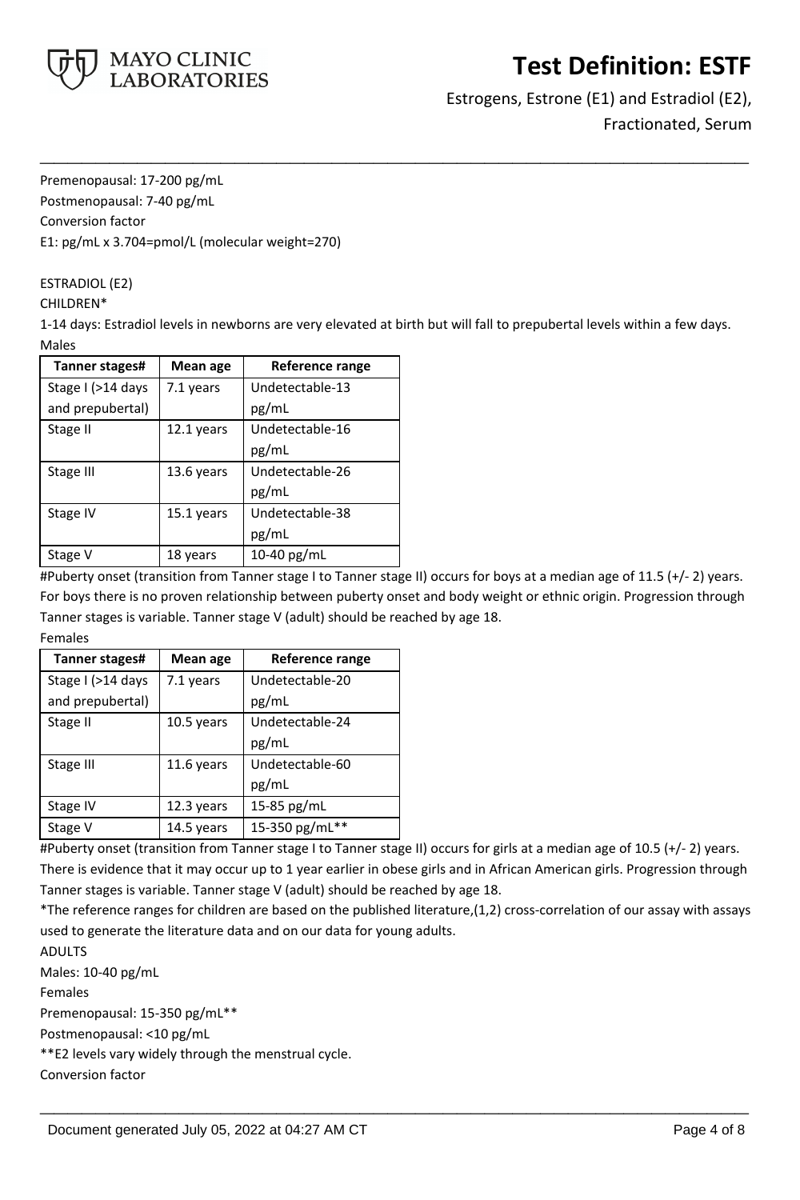Premenopausal: 17-200 pg/mL

Postmenopausal: 7-40 pg/mL

Conversion factor

E1: pg/mL x 3.704=pmol/L (molecular weight=270)

ESTRADIOL (E2)

CHILDREN*

1-14 days: Estradiol levels in newborns are very elevated at birth but will fall to prepubertal levels within a few days.

Males

| Tanner stages# | Mean age | Reference range |
|---|---|---|
| Stage I (>14 days and prepubertal) | 7.1 years | Undetectable-13 pg/mL |
| Stage II | 12.1 years | Undetectable-16 pg/mL |
| Stage III | 13.6 years | Undetectable-26 pg/mL |
| Stage IV | 15.1 years | Undetectable-38 pg/mL |
| Stage V | 18 years | 10-40 pg/mL |

#Puberty onset (transition from Tanner stage I to Tanner stage II) occurs for boys at a median age of 11.5 (+/- 2) years. For boys there is no proven relationship between puberty onset and body weight or ethnic origin. Progression through Tanner stages is variable. Tanner stage V (adult) should be reached by age 18.

Females

| Tanner stages# | Mean age | Reference range |
|---|---|---|
| Stage I (>14 days and prepubertal) | 7.1 years | Undetectable-20 pg/mL |
| Stage II | 10.5 years | Undetectable-24 pg/mL |
| Stage III | 11.6 years | Undetectable-60 pg/mL |
| Stage IV | 12.3 years | 15-85 pg/mL |
| Stage V | 14.5 years | 15-350 pg/mL** |

#Puberty onset (transition from Tanner stage I to Tanner stage II) occurs for girls at a median age of 10.5 (+/- 2) years. There is evidence that it may occur up to 1 year earlier in obese girls and in African American girls. Progression through Tanner stages is variable. Tanner stage V (adult) should be reached by age 18.

*The reference ranges for children are based on the published literature,(1,2) cross-correlation of our assay with assays used to generate the literature data and on our data for young adults.

ADULTS

Males: 10-40 pg/mL

Females

Premenopausal: 15-350 pg/mL**

Postmenopausal: <10 pg/mL

**E2 levels vary widely through the menstrual cycle.

Conversion factor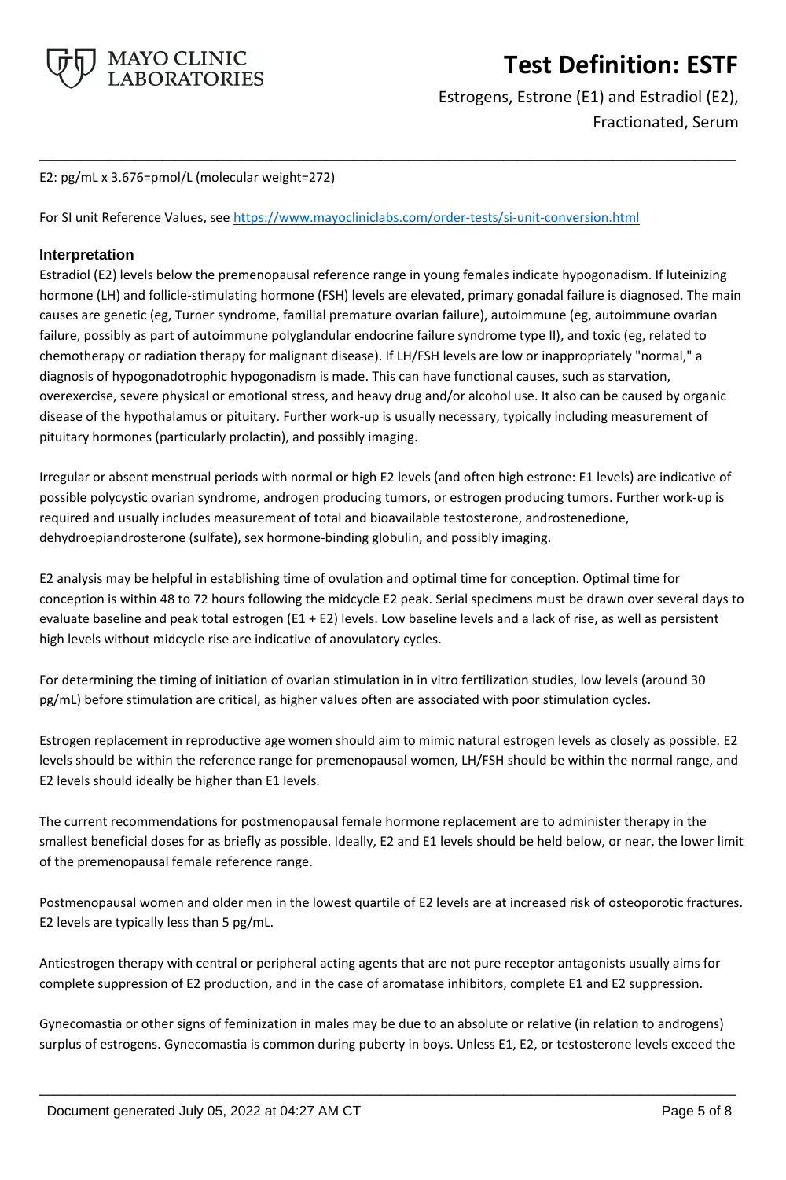E2: pg/mL x 3.676=pmol/L (molecular weight=272)

For SI unit Reference Values, see https://www.mayocliniclabs.com/order-tests/si-unit-conversion.html

### Interpretation

Estradiol (E2) levels below the premenopausal reference range in young females indicate hypogonadism. If luteinizing hormone (LH) and follicle-stimulating hormone (FSH) levels are elevated, primary gonadal failure is diagnosed. The main causes are genetic (eg, Turner syndrome, familial premature ovarian failure), autoimmune (eg, autoimmune ovarian failure, possibly as part of autoimmune polyglandular endocrine failure syndrome type II), and toxic (eg, related to chemotherapy or radiation therapy for malignant disease). If LH/FSH levels are low or inappropriately "normal," a diagnosis of hypogonadotrophic hypogonadism is made. This can have functional causes, such as starvation, overexercise, severe physical or emotional stress, and heavy drug and/or alcohol use. It also can be caused by organic disease of the hypothalamus or pituitary. Further work-up is usually necessary, typically including measurement of pituitary hormones (particularly prolactin), and possibly imaging.

Irregular or absent menstrual periods with normal or high E2 levels (and often high estrone: E1 levels) are indicative of possible polycystic ovarian syndrome, androgen producing tumors, or estrogen producing tumors. Further work-up is required and usually includes measurement of total and bioavailable testosterone, androstenedione, dehydroepiandrosterone (sulfate), sex hormone-binding globulin, and possibly imaging.

E2 analysis may be helpful in establishing time of ovulation and optimal time for conception. Optimal time for conception is within 48 to 72 hours following the midcycle E2 peak. Serial specimens must be drawn over several days to evaluate baseline and peak total estrogen (E1 + E2) levels. Low baseline levels and a lack of rise, as well as persistent high levels without midcycle rise are indicative of anovulatory cycles.

For determining the timing of initiation of ovarian stimulation in in vitro fertilization studies, low levels (around 30 pg/mL) before stimulation are critical, as higher values often are associated with poor stimulation cycles.

Estrogen replacement in reproductive age women should aim to mimic natural estrogen levels as closely as possible. E2 levels should be within the reference range for premenopausal women, LH/FSH should be within the normal range, and E2 levels should ideally be higher than E1 levels.

The current recommendations for postmenopausal female hormone replacement are to administer therapy in the smallest beneficial doses for as briefly as possible. Ideally, E2 and E1 levels should be held below, or near, the lower limit of the premenopausal female reference range.

Postmenopausal women and older men in the lowest quartile of E2 levels are at increased risk of osteoporotic fractures. E2 levels are typically less than 5 pg/mL.

Antiestrogen therapy with central or peripheral acting agents that are not pure receptor antagonists usually aims for complete suppression of E2 production, and in the case of aromatase inhibitors, complete E1 and E2 suppression.

Gynecomastia or other signs of feminization in males may be due to an absolute or relative (in relation to androgens) surplus of estrogens. Gynecomastia is common during puberty in boys. Unless E1, E2, or testosterone levels exceed the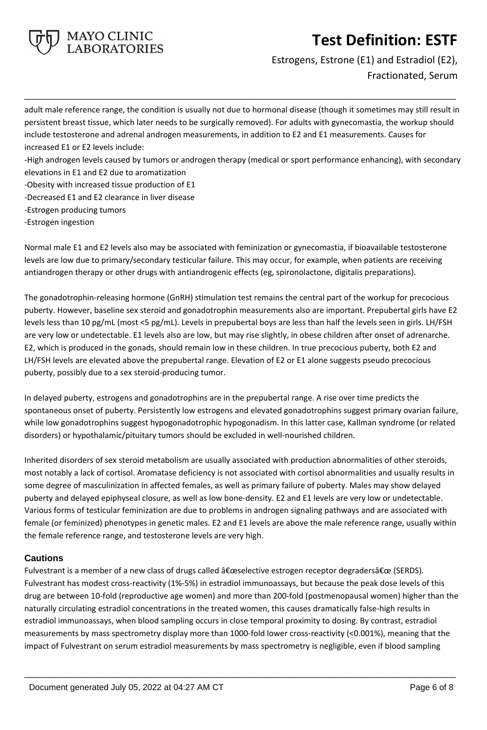adult male reference range, the condition is usually not due to hormonal disease (though it sometimes may still result in persistent breast tissue, which later needs to be surgically removed). For adults with gynecomastia, the workup should include testosterone and adrenal androgen measurements, in addition to E2 and E1 measurements. Causes for increased E1 or E2 levels include:

-High androgen levels caused by tumors or androgen therapy (medical or sport performance enhancing), with secondary elevations in E1 and E2 due to aromatization

-Obesity with increased tissue production of E1

-Decreased E1 and E2 clearance in liver disease

-Estrogen producing tumors

-Estrogen ingestion

Normal male E1 and E2 levels also may be associated with feminization or gynecomastia, if bioavailable testosterone levels are low due to primary/secondary testicular failure. This may occur, for example, when patients are receiving antiandrogen therapy or other drugs with antiandrogenic effects (eg, spironolactone, digitalis preparations).

The gonadotrophin-releasing hormone (GnRH) stimulation test remains the central part of the workup for precocious puberty. However, baseline sex steroid and gonadotrophin measurements also are important. Prepubertal girls have E2 levels less than 10 pg/mL (most <5 pg/mL). Levels in prepubertal boys are less than half the levels seen in girls. LH/FSH are very low or undetectable. E1 levels also are low, but may rise slightly, in obese children after onset of adrenarche. E2, which is produced in the gonads, should remain low in these children. In true precocious puberty, both E2 and LH/FSH levels are elevated above the prepubertal range. Elevation of E2 or E1 alone suggests pseudo precocious puberty, possibly due to a sex steroid-producing tumor.

In delayed puberty, estrogens and gonadotrophins are in the prepubertal range. A rise over time predicts the spontaneous onset of puberty. Persistently low estrogens and elevated gonadotrophins suggest primary ovarian failure, while low gonadotrophins suggest hypogonadotrophic hypogonadism. In this latter case, Kallman syndrome (or related disorders) or hypothalamic/pituitary tumors should be excluded in well-nourished children.

Inherited disorders of sex steroid metabolism are usually associated with production abnormalities of other steroids, most notably a lack of cortisol. Aromatase deficiency is not associated with cortisol abnormalities and usually results in some degree of masculinization in affected females, as well as primary failure of puberty. Males may show delayed puberty and delayed epiphyseal closure, as well as low bone-density. E2 and E1 levels are very low or undetectable. Various forms of testicular feminization are due to problems in androgen signaling pathways and are associated with female (or feminized) phenotypes in genetic males. E2 and E1 levels are above the male reference range, usually within the female reference range, and testosterone levels are very high.

### Cautions

Fulvestrant is a member of a new class of drugs called â€œselective estrogen receptor degradersâ€œ (SERDS). Fulvestrant has modest cross-reactivity (1%-5%) in estradiol immunoassays, but because the peak dose levels of this drug are between 10-fold (reproductive age women) and more than 200-fold (postmenopausal women) higher than the naturally circulating estradiol concentrations in the treated women, this causes dramatically false-high results in estradiol immunoassays, when blood sampling occurs in close temporal proximity to dosing. By contrast, estradiol measurements by mass spectrometry display more than 1000-fold lower cross-reactivity (<0.001%), meaning that the impact of Fulvestrant on serum estradiol measurements by mass spectrometry is negligible, even if blood sampling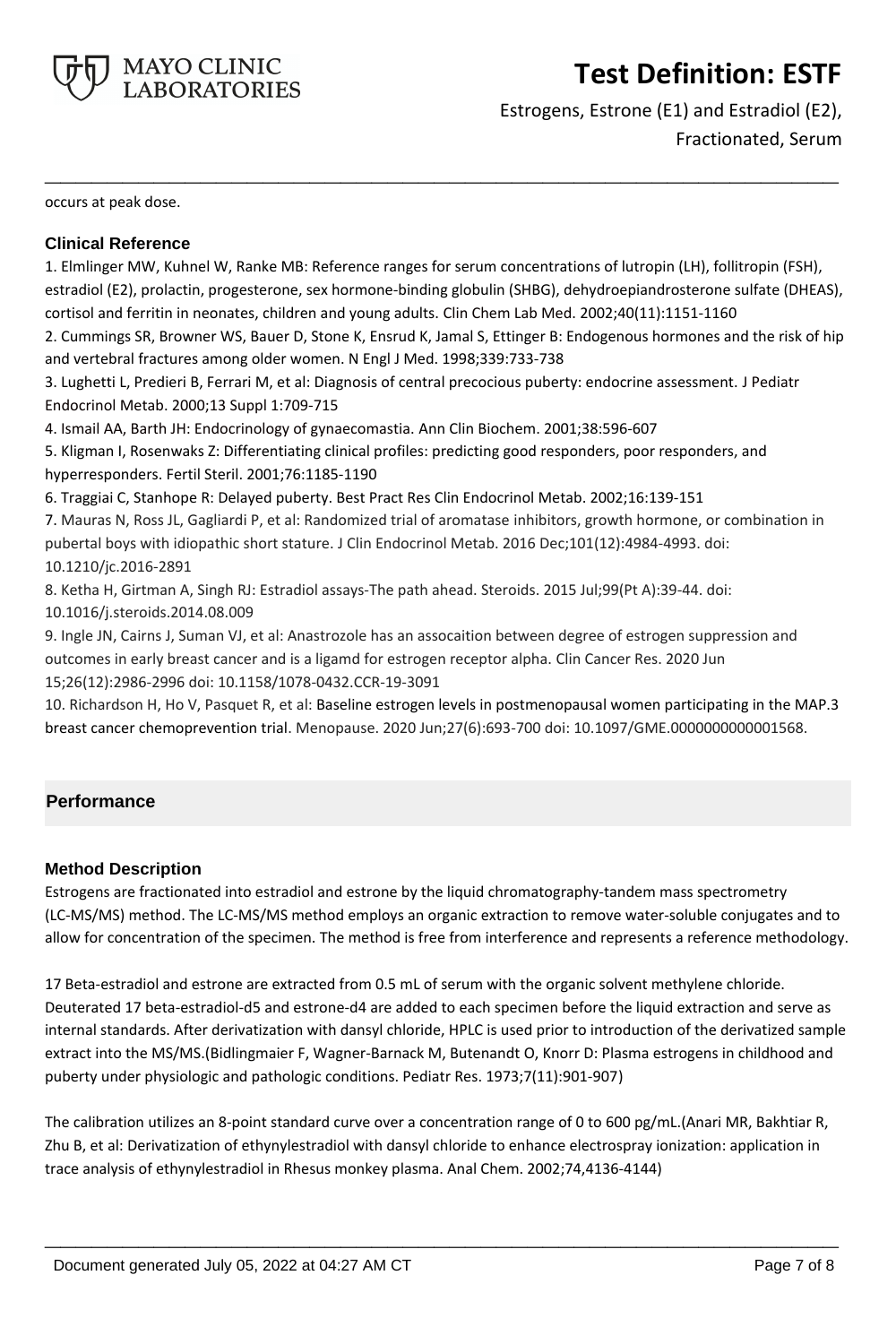occurs at peak dose.

### Clinical Reference

1. Elmlinger MW, Kuhnel W, Ranke MB: Reference ranges for serum concentrations of lutropin (LH), follitropin (FSH), estradiol (E2), prolactin, progesterone, sex hormone-binding globulin (SHBG), dehydroepiandrosterone sulfate (DHEAS), cortisol and ferritin in neonates, children and young adults. Clin Chem Lab Med. 2002;40(11):1151-1160
2. Cummings SR, Browner WS, Bauer D, Stone K, Ensrud K, Jamal S, Ettinger B: Endogenous hormones and the risk of hip and vertebral fractures among older women. N Engl J Med. 1998;339:733-738
3. Lughetti L, Predieri B, Ferrari M, et al: Diagnosis of central precocious puberty: endocrine assessment. J Pediatr Endocrinol Metab. 2000;13 Suppl 1:709-715
4. Ismail AA, Barth JH: Endocrinology of gynaecomastia. Ann Clin Biochem. 2001;38:596-607
5. Kligman I, Rosenwaks Z: Differentiating clinical profiles: predicting good responders, poor responders, and hyperresponders. Fertil Steril. 2001;76:1185-1190
6. Traggiai C, Stanhope R: Delayed puberty. Best Pract Res Clin Endocrinol Metab. 2002;16:139-151
7. Mauras N, Ross JL, Gagliardi P, et al: Randomized trial of aromatase inhibitors, growth hormone, or combination in pubertal boys with idiopathic short stature. J Clin Endocrinol Metab. 2016 Dec;101(12):4984-4993. doi: 10.1210/jc.2016-2891
8. Ketha H, Girtman A, Singh RJ: Estradiol assays-The path ahead. Steroids. 2015 Jul;99(Pt A):39-44. doi: 10.1016/j.steroids.2014.08.009
9. Ingle JN, Cairns J, Suman VJ, et al: Anastrozole has an assocaition between degree of estrogen suppression and outcomes in early breast cancer and is a ligamd for estrogen receptor alpha. Clin Cancer Res. 2020 Jun 15;26(12):2986-2996 doi: 10.1158/1078-0432.CCR-19-3091
10. Richardson H, Ho V, Pasquet R, et al: Baseline estrogen levels in postmenopausal women participating in the MAP.3 breast cancer chemoprevention trial. Menopause. 2020 Jun;27(6):693-700 doi: 10.1097/GME.0000000000001568.

## Performance

### Method Description

Estrogens are fractionated into estradiol and estrone by the liquid chromatography-tandem mass spectrometry (LC-MS/MS) method. The LC-MS/MS method employs an organic extraction to remove water-soluble conjugates and to allow for concentration of the specimen. The method is free from interference and represents a reference methodology.

17 Beta-estradiol and estrone are extracted from 0.5 mL of serum with the organic solvent methylene chloride. Deuterated 17 beta-estradiol-d5 and estrone-d4 are added to each specimen before the liquid extraction and serve as internal standards. After derivatization with dansyl chloride, HPLC is used prior to introduction of the derivatized sample extract into the MS/MS.(Bidlingmaier F, Wagner-Barnack M, Butenandt O, Knorr D: Plasma estrogens in childhood and puberty under physiologic and pathologic conditions. Pediatr Res. 1973;7(11):901-907)

The calibration utilizes an 8-point standard curve over a concentration range of 0 to 600 pg/mL.(Anari MR, Bakhtiar R, Zhu B, et al: Derivatization of ethynylestradiol with dansyl chloride to enhance electrospray ionization: application in trace analysis of ethynylestradiol in Rhesus monkey plasma. Anal Chem. 2002;74,4136-4144)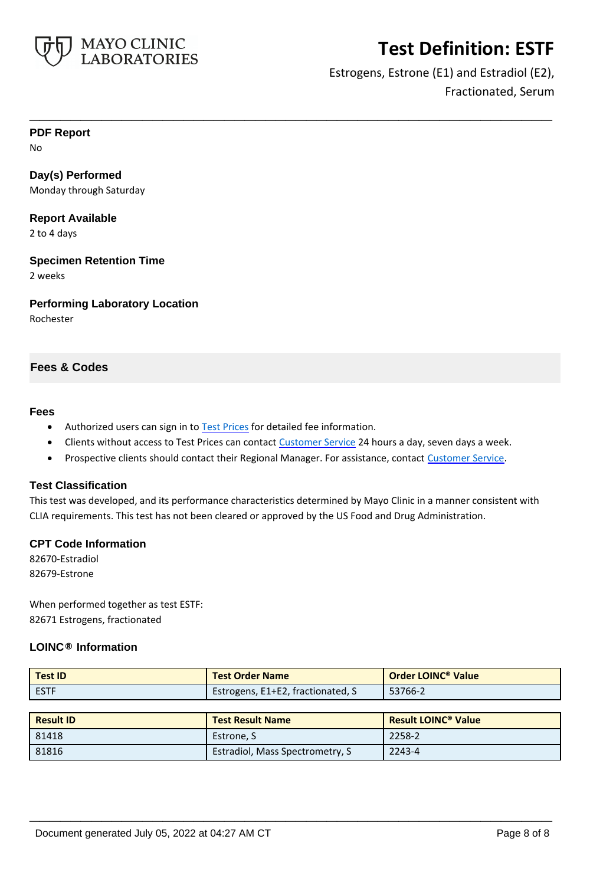**PDF Report**
No

**Day(s) Performed**
Monday through Saturday

**Report Available**
2 to 4 days

**Specimen Retention Time**
2 weeks

**Performing Laboratory Location**
Rochester

## Fees & Codes

**Fees**

- Authorized users can sign in to Test Prices for detailed fee information.
- Clients without access to Test Prices can contact Customer Service 24 hours a day, seven days a week.
- Prospective clients should contact their Regional Manager. For assistance, contact Customer Service.

**Test Classification**
This test was developed, and its performance characteristics determined by Mayo Clinic in a manner consistent with CLIA requirements. This test has not been cleared or approved by the US Food and Drug Administration.

**CPT Code Information**
82670-Estradiol
82679-Estrone

When performed together as test ESTF:
82671 Estrogens, fractionated

**LOINC® Information**

| Test ID | Test Order Name | Order LOINC® Value |
|---|---|---|
| ESTF | Estrogens, E1+E2, fractionated, S | 53766-2 |

| Result ID | Test Result Name | Result LOINC® Value |
|---|---|---|
| 81418 | Estrone, S | 2258-2 |
| 81816 | Estradiol, Mass Spectrometry, S | 2243-4 |